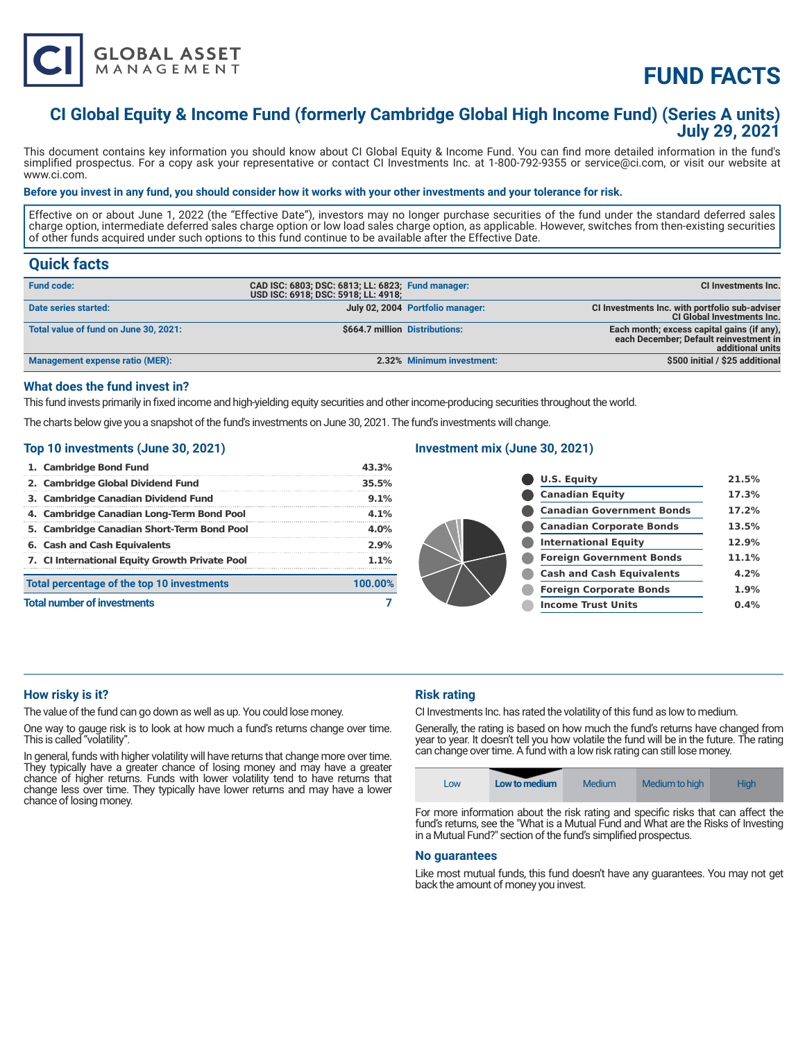# FUND FACTS

## CI Global Equity & Income Fund (formerly Cambridge Global High Income Fund) (Series A units)
## July 29, 2021

This document contains key information you should know about CI Global Equity & Income Fund. You can find more detailed information in the fund's simplified prospectus. For a copy ask your representative or contact CI Investments Inc. at 1-800-792-9355 or service@ci.com, or visit our website at www.ci.com.

**Before you invest in any fund, you should consider how it works with your other investments and your tolerance for risk.**

Effective on or about June 1, 2022 (the "Effective Date"), investors may no longer purchase securities of the fund under the standard deferred sales charge option, intermediate deferred sales charge option or low load sales charge option, as applicable. However, switches from then-existing securities of other funds acquired under such options to this fund continue to be available after the Effective Date.

## Quick facts

| | | | |
|---|---|---|---|
| **Fund code:** | CAD ISC: 6803; DSC: 6813; LL: 6823; USD ISC: 6918; DSC: 5918; LL: 4918; | **Fund manager:** | CI Investments Inc. |
| **Date series started:** | July 02, 2004 | **Portfolio manager:** | CI Investments Inc. with portfolio sub-adviser CI Global Investments Inc. |
| **Total value of fund on June 30, 2021:** | $664.7 million | **Distributions:** | Each month; excess capital gains (if any), each December; Default reinvestment in additional units |
| **Management expense ratio (MER):** | 2.32% | **Minimum investment:** | $500 initial / $25 additional |

### What does the fund invest in?

This fund invests primarily in fixed income and high-yielding equity securities and other income-producing securities throughout the world.

The charts below give you a snapshot of the fund's investments on June 30, 2021. The fund's investments will change.

### Top 10 investments (June 30, 2021)

| | |
|---|---|
| 1. Cambridge Bond Fund | 43.3% |
| 2. Cambridge Global Dividend Fund | 35.5% |
| 3. Cambridge Canadian Dividend Fund | 9.1% |
| 4. Cambridge Canadian Long-Term Bond Pool | 4.1% |
| 5. Cambridge Canadian Short-Term Bond Pool | 4.0% |
| 6. Cash and Cash Equivalents | 2.9% |
| 7. CI International Equity Growth Private Pool | 1.1% |
| **Total percentage of the top 10 investments** | **100.00%** |
| **Total number of investments** | **7** |

### Investment mix (June 30, 2021)

| | |
|---|---|
| U.S. Equity | 21.5% |
| Canadian Equity | 17.3% |
| Canadian Government Bonds | 17.2% |
| Canadian Corporate Bonds | 13.5% |
| International Equity | 12.9% |
| Foreign Government Bonds | 11.1% |
| Cash and Cash Equivalents | 4.2% |
| Foreign Corporate Bonds | 1.9% |
| Income Trust Units | 0.4% |

### How risky is it?

The value of the fund can go down as well as up. You could lose money.

One way to gauge risk is to look at how much a fund's returns change over time. This is called "volatility".

In general, funds with higher volatility will have returns that change more over time. They typically have a greater chance of losing money and may have a greater chance of higher returns. Funds with lower volatility tend to have returns that change less over time. They typically have lower returns and may have a lower chance of losing money.

### Risk rating

CI Investments Inc. has rated the volatility of this fund as low to medium.

Generally, the rating is based on how much the fund's returns have changed from year to year. It doesn't tell you how volatile the fund will be in the future. The rating can change over time. A fund with a low risk rating can still lose money.

| Low | **Low to medium** | Medium | Medium to high | High |
|---|---|---|---|---|

For more information about the risk rating and specific risks that can affect the fund's returns, see the "What is a Mutual Fund and What are the Risks of Investing in a Mutual Fund?" section of the fund's simplified prospectus.

### No guarantees

Like most mutual funds, this fund doesn't have any guarantees. You may not get back the amount of money you invest.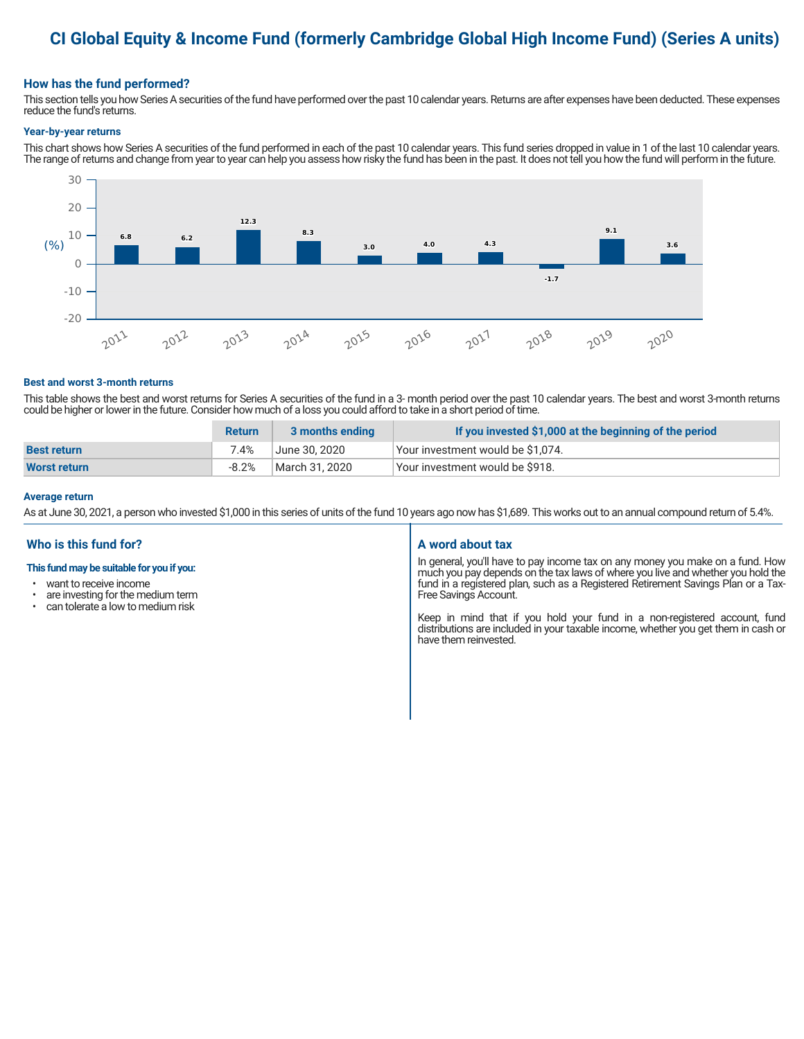# CI Global Equity & Income Fund (formerly Cambridge Global High Income Fund) (Series A units)

## How has the fund performed?

This section tells you how Series A securities of the fund have performed over the past 10 calendar years. Returns are after expenses have been deducted. These expenses reduce the fund's returns.

### Year-by-year returns

This chart shows how Series A securities of the fund performed in each of the past 10 calendar years. This fund series dropped in value in 1 of the last 10 calendar years. The range of returns and change from year to year can help you assess how risky the fund has been in the past. It does not tell you how the fund will perform in the future.

| Year | Return (%) |
|---|---|
| 2011 | 6.8 |
| 2012 | 6.2 |
| 2013 | 12.3 |
| 2014 | 8.3 |
| 2015 | 3.0 |
| 2016 | 4.0 |
| 2017 | 4.3 |
| 2018 | -1.7 |
| 2019 | 9.1 |
| 2020 | 3.6 |

### Best and worst 3-month returns

This table shows the best and worst returns for Series A securities of the fund in a 3- month period over the past 10 calendar years. The best and worst 3-month returns could be higher or lower in the future. Consider how much of a loss you could afford to take in a short period of time.

| | Return | 3 months ending | If you invested $1,000 at the beginning of the period |
|---|---|---|---|
| **Best return** | 7.4% | June 30, 2020 | Your investment would be $1,074. |
| **Worst return** | -8.2% | March 31, 2020 | Your investment would be $918. |

### Average return

As at June 30, 2021, a person who invested $1,000 in this series of units of the fund 10 years ago now has $1,689. This works out to an annual compound return of 5.4%.

## Who is this fund for?

**This fund may be suitable for you if you:**

- want to receive income
- are investing for the medium term
- can tolerate a low to medium risk

## A word about tax

In general, you'll have to pay income tax on any money you make on a fund. How much you pay depends on the tax laws of where you live and whether you hold the fund in a registered plan, such as a Registered Retirement Savings Plan or a Tax-Free Savings Account.

Keep in mind that if you hold your fund in a non-registered account, fund distributions are included in your taxable income, whether you get them in cash or have them reinvested.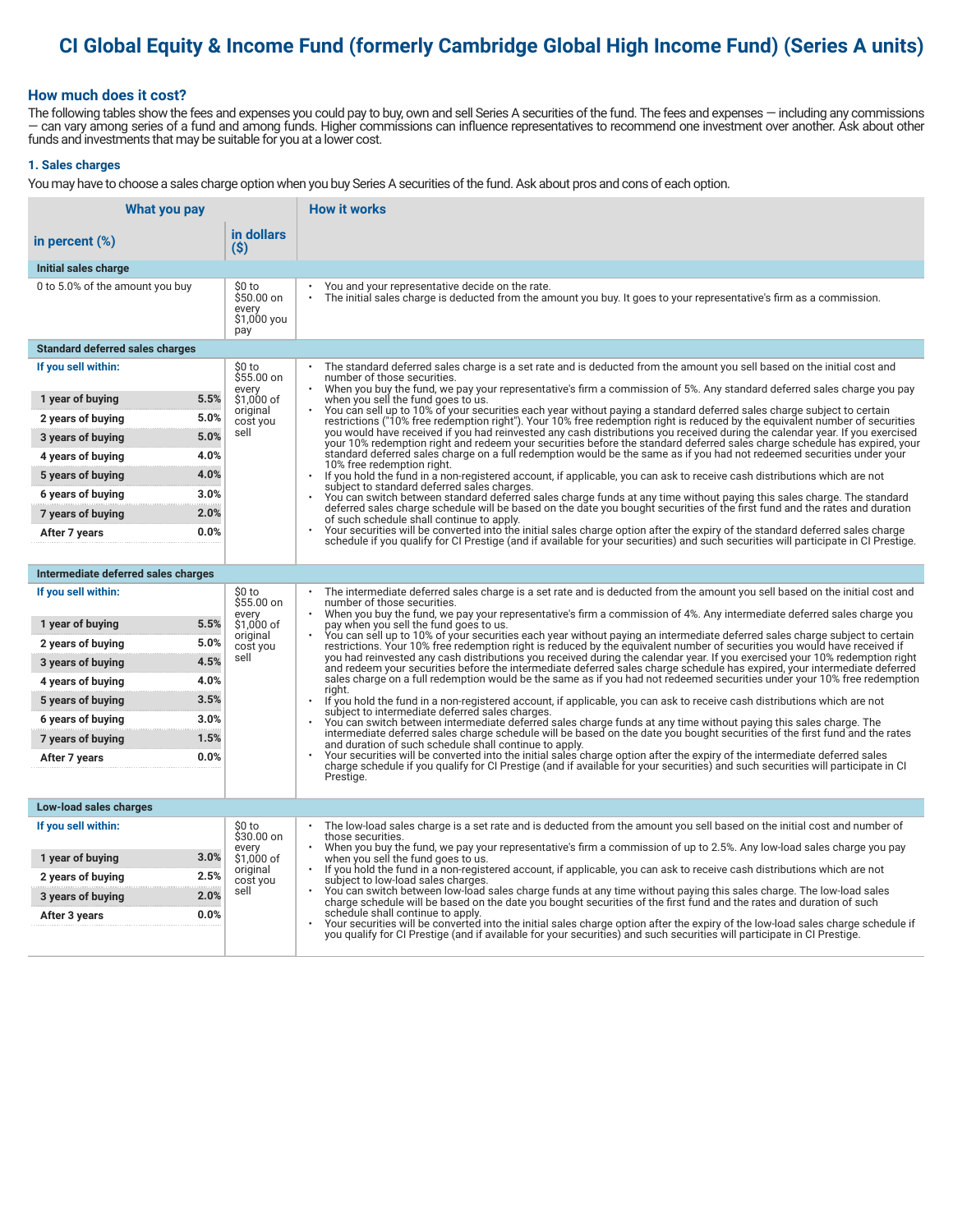# CI Global Equity & Income Fund (formerly Cambridge Global High Income Fund) (Series A units)

## How much does it cost?

The following tables show the fees and expenses you could pay to buy, own and sell Series A securities of the fund. The fees and expenses — including any commissions — can vary among series of a fund and among funds. Higher commissions can influence representatives to recommend one investment over another. Ask about other funds and investments that may be suitable for you at a lower cost.

### 1. Sales charges

You may have to choose a sales charge option when you buy Series A securities of the fund. Ask about pros and cons of each option.

| What you pay | | | How it works |
|---|---|---|---|
| **in percent (%)** | | **in dollars ($)** | |
| **Initial sales charge** | | | |
| 0 to 5.0% of the amount you buy | | $0 to $50.00 on every $1,000 you pay | • You and your representative decide on the rate.<br>• The initial sales charge is deducted from the amount you buy. It goes to your representative's firm as a commission. |
| **Standard deferred sales charges** | | | |
| **If you sell within:** | | $0 to $55.00 on every $1,000 of original cost you sell | • The standard deferred sales charge is a set rate and is deducted from the amount you sell based on the initial cost and number of those securities.<br>• When you buy the fund, we pay your representative's firm a commission of 5%. Any standard deferred sales charge you pay when you sell the fund goes to us.<br>• You can sell up to 10% of your securities each year without paying a standard deferred sales charge subject to certain restrictions ("10% free redemption right"). Your 10% free redemption right is reduced by the equivalent number of securities you would have received if you had reinvested any cash distributions you received during the calendar year. If you exercised your 10% redemption right and redeem your securities before the standard deferred sales charge schedule has expired, your standard deferred sales charge on a full redemption would be the same as if you had not redeemed securities under your 10% free redemption right.<br>• If you hold the fund in a non-registered account, if applicable, you can ask to receive cash distributions which are not subject to standard deferred sales charges.<br>• You can switch between standard deferred sales charge funds at any time without paying this sales charge. The standard deferred sales charge schedule will be based on the date you bought securities of the first fund and the rates and duration of such schedule shall continue to apply.<br>• Your securities will be converted into the initial sales charge option after the expiry of the standard deferred sales charge schedule if you qualify for CI Prestige (and if available for your securities) and such securities will participate in CI Prestige. |
| 1 year of buying | 5.5% | | |
| 2 years of buying | 5.0% | | |
| 3 years of buying | 5.0% | | |
| 4 years of buying | 4.0% | | |
| 5 years of buying | 4.0% | | |
| 6 years of buying | 3.0% | | |
| 7 years of buying | 2.0% | | |
| After 7 years | 0.0% | | |
| **Intermediate deferred sales charges** | | | |
| **If you sell within:** | | $0 to $55.00 on every $1,000 of original cost you sell | • The intermediate deferred sales charge is a set rate and is deducted from the amount you sell based on the initial cost and number of those securities.<br>• When you buy the fund, we pay your representative's firm a commission of 4%. Any intermediate deferred sales charge you pay when you sell the fund goes to us.<br>• You can sell up to 10% of your securities each year without paying an intermediate deferred sales charge subject to certain restrictions. Your 10% free redemption right is reduced by the equivalent number of securities you would have received if you had reinvested any cash distributions you received during the calendar year. If you exercised your 10% redemption right and redeem your securities before the intermediate deferred sales charge schedule has expired, your intermediate deferred sales charge on a full redemption would be the same as if you had not redeemed securities under your 10% free redemption right.<br>• If you hold the fund in a non-registered account, if applicable, you can ask to receive cash distributions which are not subject to intermediate deferred sales charges.<br>• You can switch between intermediate deferred sales charge funds at any time without paying this sales charge. The intermediate deferred sales charge schedule will be based on the date you bought securities of the first fund and the rates and duration of such schedule shall continue to apply.<br>• Your securities will be converted into the initial sales charge option after the expiry of the intermediate deferred sales charge schedule if you qualify for CI Prestige (and if available for your securities) and such securities will participate in CI Prestige. |
| 1 year of buying | 5.5% | | |
| 2 years of buying | 5.0% | | |
| 3 years of buying | 4.5% | | |
| 4 years of buying | 4.0% | | |
| 5 years of buying | 3.5% | | |
| 6 years of buying | 3.0% | | |
| 7 years of buying | 1.5% | | |
| After 7 years | 0.0% | | |
| **Low-load sales charges** | | | |
| **If you sell within:** | | $0 to $30.00 on every $1,000 of original cost you sell | • The low-load sales charge is a set rate and is deducted from the amount you sell based on the initial cost and number of those securities.<br>• When you buy the fund, we pay your representative's firm a commission of up to 2.5%. Any low-load sales charge you pay when you sell the fund goes to us.<br>• If you hold the fund in a non-registered account, if applicable, you can ask to receive cash distributions which are not subject to low-load sales charges.<br>• You can switch between low-load sales charge funds at any time without paying this sales charge. The low-load sales charge schedule will be based on the date you bought securities of the first fund and the rates and duration of such schedule shall continue to apply.<br>• Your securities will be converted into the initial sales charge option after the expiry of the low-load sales charge schedule if you qualify for CI Prestige (and if available for your securities) and such securities will participate in CI Prestige. |
| 1 year of buying | 3.0% | | |
| 2 years of buying | 2.5% | | |
| 3 years of buying | 2.0% | | |
| After 3 years | 0.0% | | |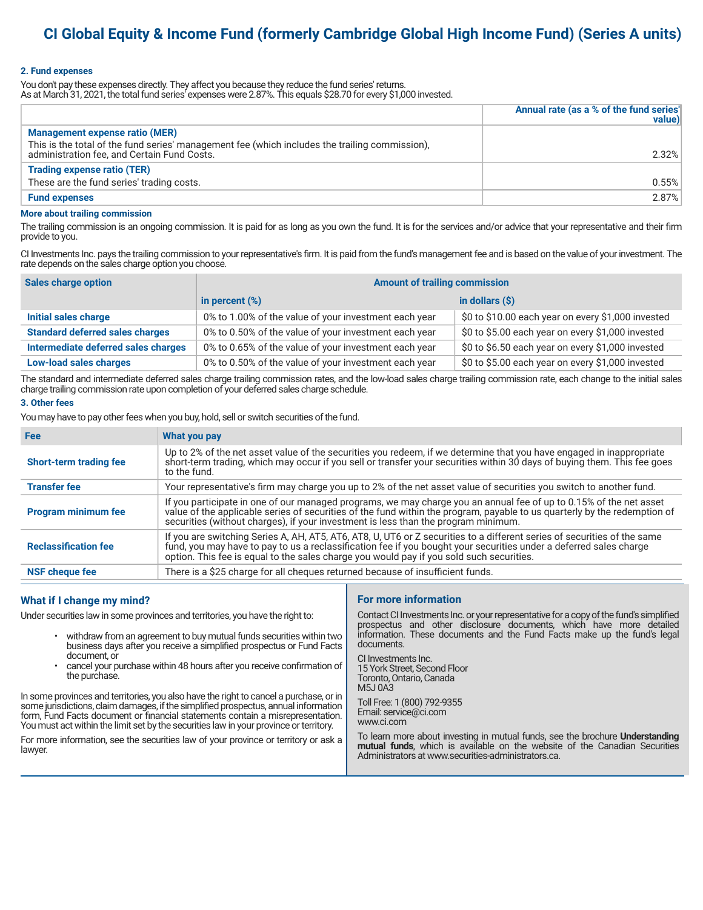# CI Global Equity & Income Fund (formerly Cambridge Global High Income Fund) (Series A units)

### 2. Fund expenses

You don't pay these expenses directly. They affect you because they reduce the fund series' returns.
As at March 31, 2021, the total fund series' expenses were 2.87%. This equals $28.70 for every $1,000 invested.

| | Annual rate (as a % of the fund series' value) |
|---|---|
| **Management expense ratio (MER)**<br>This is the total of the fund series' management fee (which includes the trailing commission), administration fee, and Certain Fund Costs. | 2.32% |
| **Trading expense ratio (TER)**<br>These are the fund series' trading costs. | 0.55% |
| **Fund expenses** | 2.87% |

#### More about trailing commission

The trailing commission is an ongoing commission. It is paid for as long as you own the fund. It is for the services and/or advice that your representative and their firm provide to you.

CI Investments Inc. pays the trailing commission to your representative's firm. It is paid from the fund's management fee and is based on the value of your investment. The rate depends on the sales charge option you choose.

| Sales charge option | Amount of trailing commission | |
|---|---|---|
| | in percent (%) | in dollars ($) |
| Initial sales charge | 0% to 1.00% of the value of your investment each year | $0 to $10.00 each year on every $1,000 invested |
| Standard deferred sales charges | 0% to 0.50% of the value of your investment each year | $0 to $5.00 each year on every $1,000 invested |
| Intermediate deferred sales charges | 0% to 0.65% of the value of your investment each year | $0 to $6.50 each year on every $1,000 invested |
| Low-load sales charges | 0% to 0.50% of the value of your investment each year | $0 to $5.00 each year on every $1,000 invested |

The standard and intermediate deferred sales charge trailing commission rates, and the low-load sales charge trailing commission rate, each change to the initial sales charge trailing commission rate upon completion of your deferred sales charge schedule.

### 3. Other fees

You may have to pay other fees when you buy, hold, sell or switch securities of the fund.

| Fee | What you pay |
|---|---|
| Short-term trading fee | Up to 2% of the net asset value of the securities you redeem, if we determine that you have engaged in inappropriate short-term trading, which may occur if you sell or transfer your securities within 30 days of buying them. This fee goes to the fund. |
| Transfer fee | Your representative's firm may charge you up to 2% of the net asset value of securities you switch to another fund. |
| Program minimum fee | If you participate in one of our managed programs, we may charge you an annual fee of up to 0.15% of the net asset value of the applicable series of securities of the fund within the program, payable to us quarterly by the redemption of securities (without charges), if your investment is less than the program minimum. |
| Reclassification fee | If you are switching Series A, AH, AT5, AT6, AT8, U, UT6 or Z securities to a different series of securities of the same fund, you may have to pay to us a reclassification fee if you bought your securities under a deferred sales charge option. This fee is equal to the sales charge you would pay if you sold such securities. |
| NSF cheque fee | There is a $25 charge for all cheques returned because of insufficient funds. |

## What if I change my mind?

Under securities law in some provinces and territories, you have the right to:

- withdraw from an agreement to buy mutual funds securities within two business days after you receive a simplified prospectus or Fund Facts document, or
- cancel your purchase within 48 hours after you receive confirmation of the purchase.

In some provinces and territories, you also have the right to cancel a purchase, or in some jurisdictions, claim damages, if the simplified prospectus, annual information form, Fund Facts document or financial statements contain a misrepresentation. You must act within the limit set by the securities law in your province or territory.

For more information, see the securities law of your province or territory or ask a lawyer.

## For more information

Contact CI Investments Inc. or your representative for a copy of the fund's simplified prospectus and other disclosure documents, which have more detailed information. These documents and the Fund Facts make up the fund's legal documents.

CI Investments Inc.
15 York Street, Second Floor
Toronto, Ontario, Canada
M5J 0A3

Toll Free: 1 (800) 792-9355
Email: service@ci.com
www.ci.com

To learn more about investing in mutual funds, see the brochure **Understanding mutual funds**, which is available on the website of the Canadian Securities Administrators at www.securities-administrators.ca.